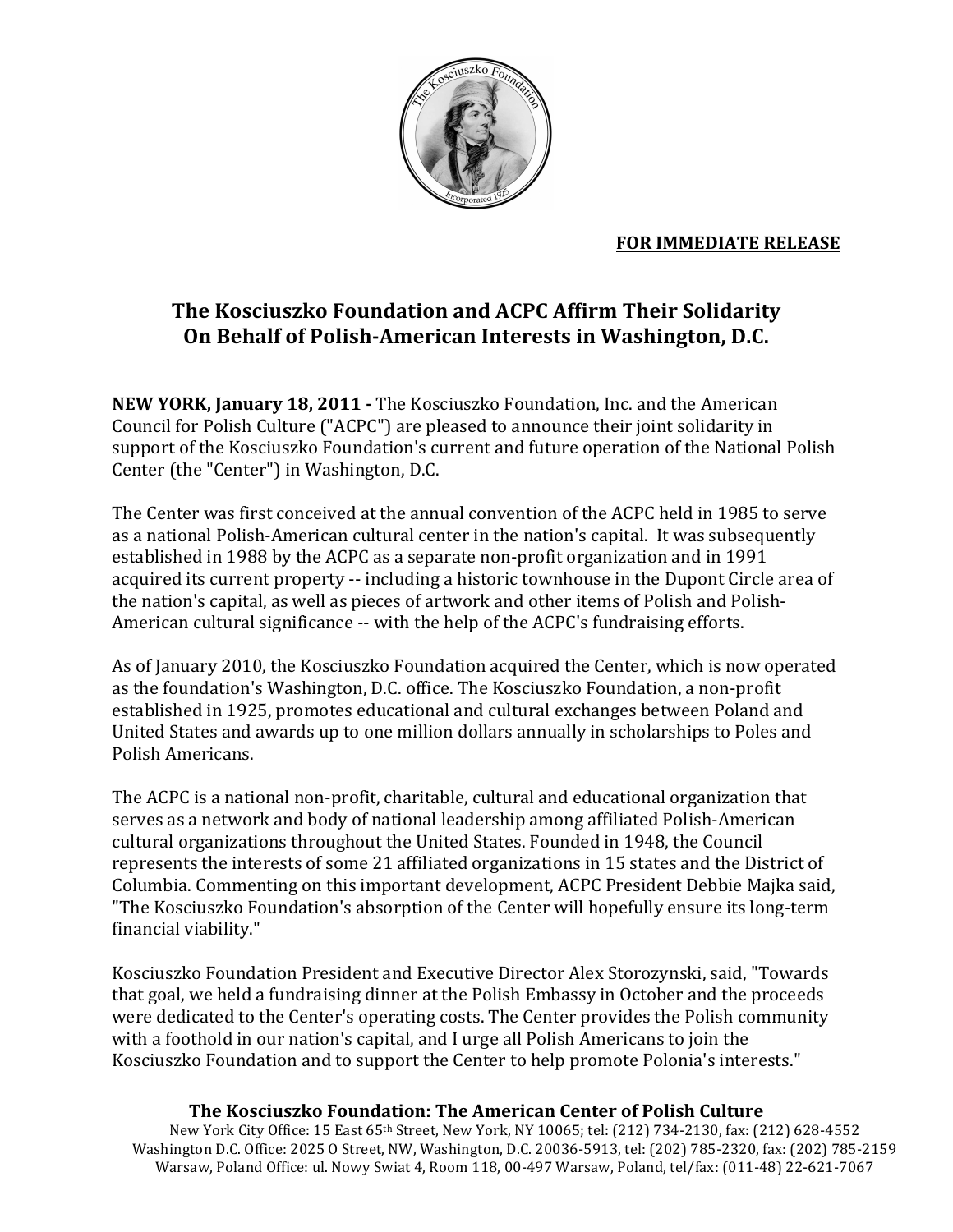**FOR IMMEDIATE RELEASE**

# The Kosciuszko Foundation and ACPC Affirm Their Solidarity On Behalf of Polish-American Interests in Washington, D.C.

**NEW YORK, January 18, 2011 -** The Kosciuszko Foundation, Inc. and the American Council for Polish Culture ("ACPC") are pleased to announce their joint solidarity in support of the Kosciuszko Foundation's current and future operation of the National Polish Center (the "Center") in Washington, D.C.

The Center was first conceived at the annual convention of the ACPC held in 1985 to serve as a national Polish-American cultural center in the nation's capital. It was subsequently established in 1988 by the ACPC as a separate non-profit organization and in 1991 acquired its current property -- including a historic townhouse in the Dupont Circle area of the nation's capital, as well as pieces of artwork and other items of Polish and Polish-American cultural significance -- with the help of the ACPC's fundraising efforts.

As of January 2010, the Kosciuszko Foundation acquired the Center, which is now operated as the foundation's Washington, D.C. office. The Kosciuszko Foundation, a non-profit established in 1925, promotes educational and cultural exchanges between Poland and United States and awards up to one million dollars annually in scholarships to Poles and Polish Americans.

The ACPC is a national non-profit, charitable, cultural and educational organization that serves as a network and body of national leadership among affiliated Polish-American cultural organizations throughout the United States. Founded in 1948, the Council represents the interests of some 21 affiliated organizations in 15 states and the District of Columbia. Commenting on this important development, ACPC President Debbie Majka said, "The Kosciuszko Foundation's absorption of the Center will hopefully ensure its long-term financial viability."

Kosciuszko Foundation President and Executive Director Alex Storozynski, said, "Towards that goal, we held a fundraising dinner at the Polish Embassy in October and the proceeds were dedicated to the Center's operating costs. The Center provides the Polish community with a foothold in our nation's capital, and I urge all Polish Americans to join the Kosciuszko Foundation and to support the Center to help promote Polonia's interests."

**The Kosciuszko Foundation: The American Center of Polish Culture**

New York City Office: 15 East 65th Street, New York, NY 10065; tel: (212) 734-2130, fax: (212) 628-4552
Washington D.C. Office: 2025 O Street, NW, Washington, D.C. 20036-5913, tel: (202) 785-2320, fax: (202) 785-2159
Warsaw, Poland Office: ul. Nowy Swiat 4, Room 118, 00-497 Warsaw, Poland, tel/fax: (011-48) 22-621-7067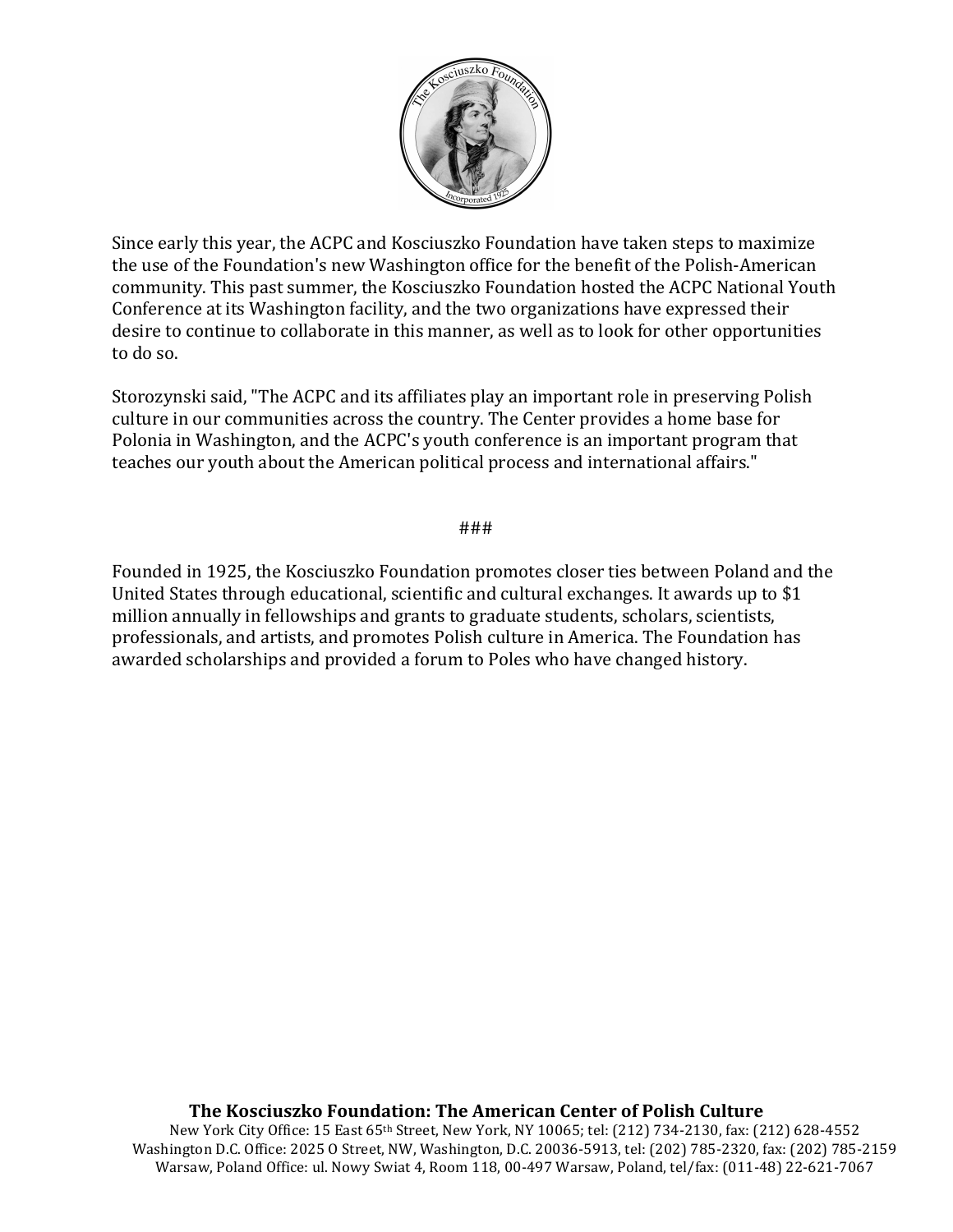Since early this year, the ACPC and Kosciuszko Foundation have taken steps to maximize the use of the Foundation's new Washington office for the benefit of the Polish-American community. This past summer, the Kosciuszko Foundation hosted the ACPC National Youth Conference at its Washington facility, and the two organizations have expressed their desire to continue to collaborate in this manner, as well as to look for other opportunities to do so.

Storozynski said, "The ACPC and its affiliates play an important role in preserving Polish culture in our communities across the country. The Center provides a home base for Polonia in Washington, and the ACPC's youth conference is an important program that teaches our youth about the American political process and international affairs."

###

Founded in 1925, the Kosciuszko Foundation promotes closer ties between Poland and the United States through educational, scientific and cultural exchanges. It awards up to $1 million annually in fellowships and grants to graduate students, scholars, scientists, professionals, and artists, and promotes Polish culture in America. The Foundation has awarded scholarships and provided a forum to Poles who have changed history.

**The Kosciuszko Foundation: The American Center of Polish Culture**

New York City Office: 15 East 65th Street, New York, NY 10065; tel: (212) 734-2130, fax: (212) 628-4552
Washington D.C. Office: 2025 O Street, NW, Washington, D.C. 20036-5913, tel: (202) 785-2320, fax: (202) 785-2159
Warsaw, Poland Office: ul. Nowy Swiat 4, Room 118, 00-497 Warsaw, Poland, tel/fax: (011-48) 22-621-7067